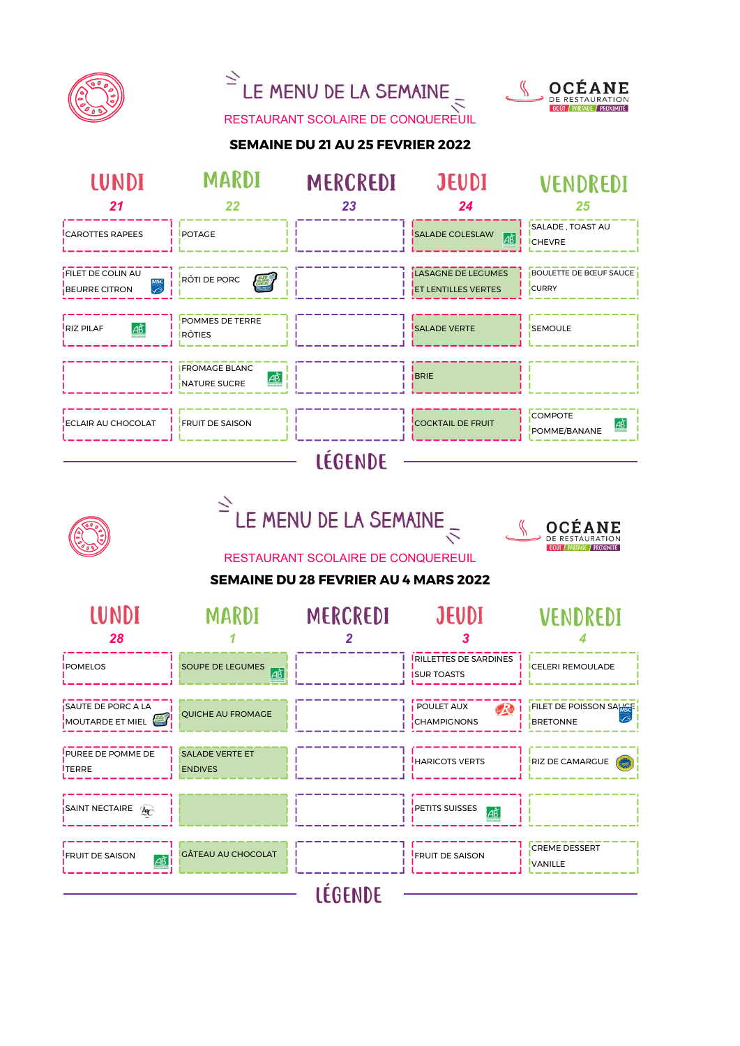# LE MENU DE LA SEMAINE

RESTAURANT SCOLAIRE DE CONQUEREUIL

OCÉANE DE RESTAURATION — GOÛT / PARTAGE / PROXIMITÉ

## SEMAINE DU 21 AU 25 FEVRIER 2022

| LUNDI 21 | MARDI 22 | MERCREDI 23 | JEUDI 24 | VENDREDI 25 |
|---|---|---|---|---|
| CAROTTES RAPEES | POTAGE | | SALADE COLESLAW | SALADE , TOAST AU CHEVRE |
| FILET DE COLIN AU BEURRE CITRON | RÔTI DE PORC | | LASAGNE DE LEGUMES ET LENTILLES VERTES | BOULETTE DE BŒUF SAUCE CURRY |
| RIZ PILAF | POMMES DE TERRE RÔTIES | | SALADE VERTE | SEMOULE |
| | FROMAGE BLANC NATURE SUCRE | | BRIE | |
| ECLAIR AU CHOCOLAT | FRUIT DE SAISON | | COCKTAIL DE FRUIT | COMPOTE POMME/BANANE |

LÉGENDE

# LE MENU DE LA SEMAINE

RESTAURANT SCOLAIRE DE CONQUEREUIL

OCÉANE DE RESTAURATION — GOÛT / PARTAGE / PROXIMITÉ

## SEMAINE DU 28 FEVRIER AU 4 MARS 2022

| LUNDI 28 | MARDI 1 | MERCREDI 2 | JEUDI 3 | VENDREDI 4 |
|---|---|---|---|---|
| POMELOS | SOUPE DE LEGUMES | | RILLETTES DE SARDINES SUR TOASTS | CELERI REMOULADE |
| SAUTE DE PORC A LA MOUTARDE ET MIEL | QUICHE AU FROMAGE | | POULET AUX CHAMPIGNONS | FILET DE POISSON SAUCE BRETONNE |
| PUREE DE POMME DE TERRE | SALADE VERTE ET ENDIVES | | HARICOTS VERTS | RIZ DE CAMARGUE |
| SAINT NECTAIRE | | | PETITS SUISSES | |
| FRUIT DE SAISON | GÂTEAU AU CHOCOLAT | | FRUIT DE SAISON | CREME DESSERT VANILLE |

LÉGENDE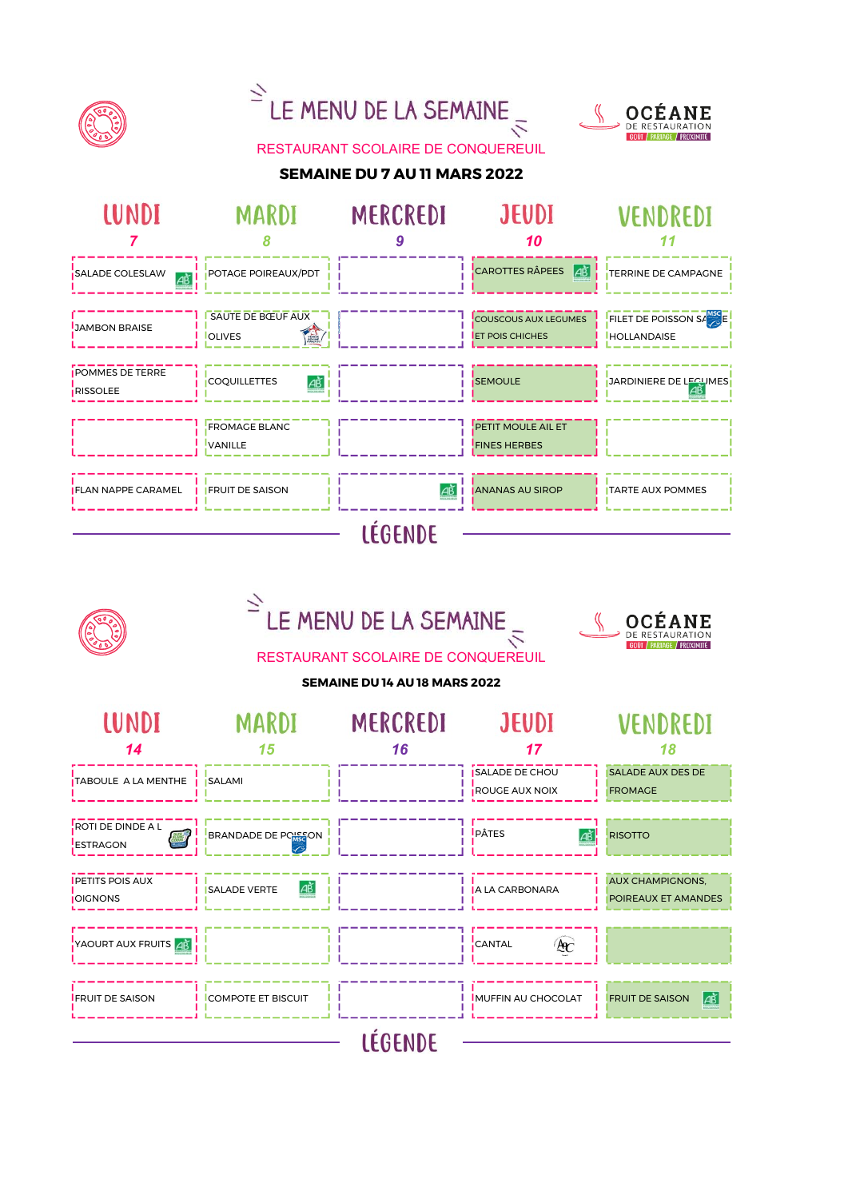# LE MENU DE LA SEMAINE

RESTAURANT SCOLAIRE DE CONQUEREUIL

OCÉANE DE RESTAURATION — GOÛT / PARTAGE / PROXIMITÉ

**SEMAINE DU 7 AU 11 MARS 2022**

| LUNDI 7 | MARDI 8 | MERCREDI 9 | JEUDI 10 | VENDREDI 11 |
|---|---|---|---|---|
| SALADE COLESLAW | POTAGE POIREAUX/PDT | | CAROTTES RÂPEES | TERRINE DE CAMPAGNE |
| JAMBON BRAISE | SAUTE DE BŒUF AUX OLIVES | | COUSCOUS AUX LEGUMES ET POIS CHICHES | FILET DE POISSON SAUCE HOLLANDAISE |
| POMMES DE TERRE RISSOLEE | COQUILLETTES | | SEMOULE | JARDINIERE DE LEGUMES |
| | FROMAGE BLANC VANILLE | | PETIT MOULE AIL ET FINES HERBES | |
| FLAN NAPPE CARAMEL | FRUIT DE SAISON | | ANANAS AU SIROP | TARTE AUX POMMES |

## LÉGENDE

# LE MENU DE LA SEMAINE

RESTAURANT SCOLAIRE DE CONQUEREUIL

OCÉANE DE RESTAURATION — GOÛT / PARTAGE / PROXIMITÉ

**SEMAINE DU 14 AU 18 MARS 2022**

| LUNDI 14 | MARDI 15 | MERCREDI 16 | JEUDI 17 | VENDREDI 18 |
|---|---|---|---|---|
| TABOULE A LA MENTHE | SALAMI | | SALADE DE CHOU ROUGE AUX NOIX | SALADE AUX DES DE FROMAGE |
| ROTI DE DINDE A L ESTRAGON | BRANDADE DE POISSON | | PÂTES | RISOTTO |
| PETITS POIS AUX OIGNONS | SALADE VERTE | | A LA CARBONARA | AUX CHAMPIGNONS, POIREAUX ET AMANDES |
| YAOURT AUX FRUITS | | | CANTAL | |
| FRUIT DE SAISON | COMPOTE ET BISCUIT | | MUFFIN AU CHOCOLAT | FRUIT DE SAISON |

## LÉGENDE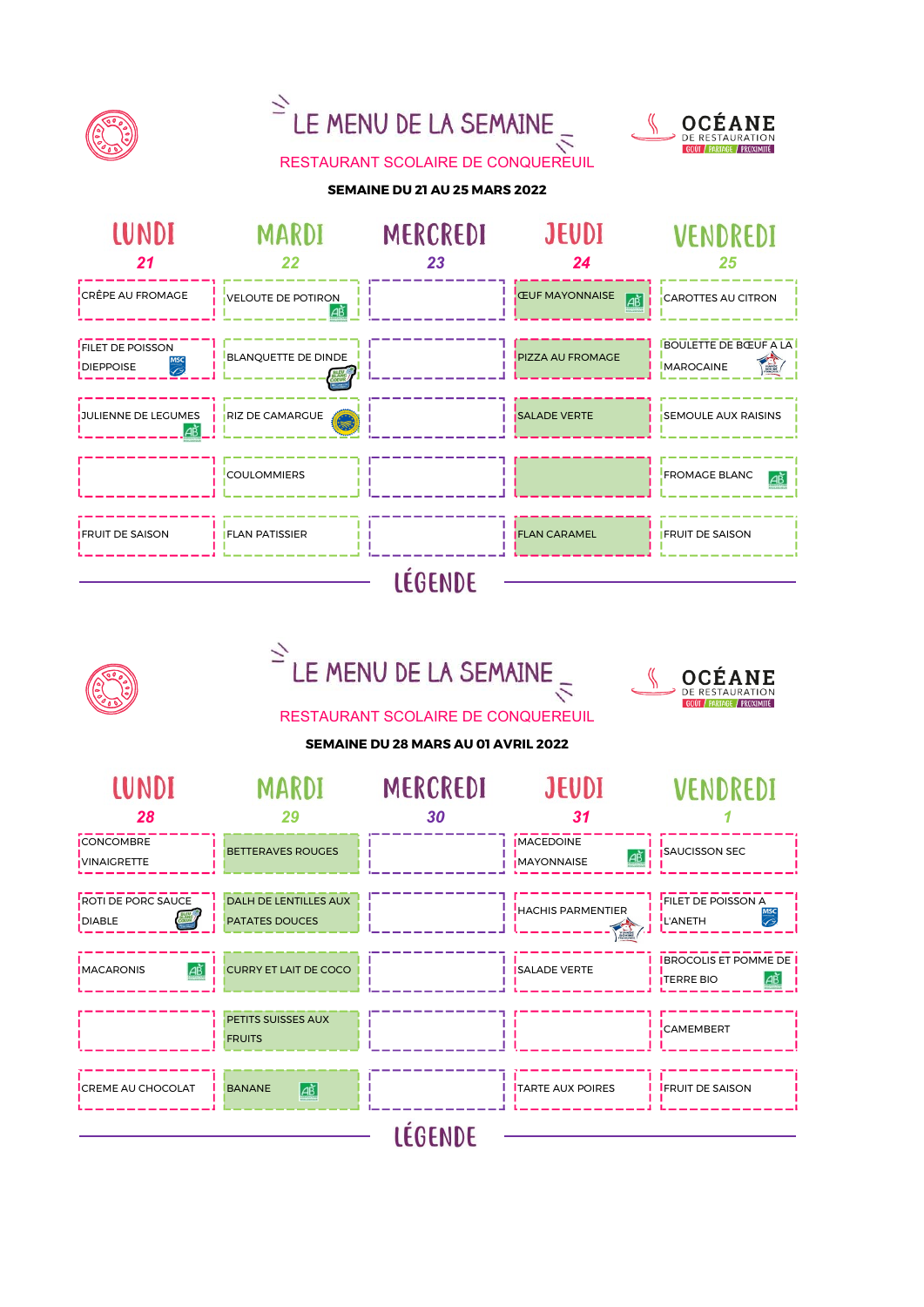# LE MENU DE LA SEMAINE

OCÉANE DE RESTAURATION — GOÛT / PARTAGE / PROXIMITÉ

## RESTAURANT SCOLAIRE DE CONQUEREUIL

**SEMAINE DU 21 AU 25 MARS 2022**

| LUNDI 21 | MARDI 22 | MERCREDI 23 | JEUDI 24 | VENDREDI 25 |
|---|---|---|---|---|
| CRÊPE AU FROMAGE | VELOUTE DE POTIRON |  | ŒUF MAYONNAISE | CAROTTES AU CITRON |
| FILET DE POISSON DIEPPOISE | BLANQUETTE DE DINDE |  | PIZZA AU FROMAGE | BOULETTE DE BŒUF A LA MAROCAINE |
| JULIENNE DE LEGUMES | RIZ DE CAMARGUE |  | SALADE VERTE | SEMOULE AUX RAISINS |
|  | COULOMMIERS |  |  | FROMAGE BLANC |
| FRUIT DE SAISON | FLAN PATISSIER |  | FLAN CARAMEL | FRUIT DE SAISON |

LÉGENDE

# LE MENU DE LA SEMAINE

OCÉANE DE RESTAURATION — GOÛT / PARTAGE / PROXIMITÉ

## RESTAURANT SCOLAIRE DE CONQUEREUIL

**SEMAINE DU 28 MARS AU 01 AVRIL 2022**

| LUNDI 28 | MARDI 29 | MERCREDI 30 | JEUDI 31 | VENDREDI 1 |
|---|---|---|---|---|
| CONCOMBRE VINAIGRETTE | BETTERAVES ROUGES |  | MACEDOINE MAYONNAISE | SAUCISSON SEC |
| ROTI DE PORC SAUCE DIABLE | DALH DE LENTILLES AUX PATATES DOUCES |  | HACHIS PARMENTIER | FILET DE POISSON A L'ANETH |
| MACARONIS | CURRY ET LAIT DE COCO |  | SALADE VERTE | BROCOLIS ET POMME DE TERRE BIO |
|  | PETITS SUISSES AUX FRUITS |  |  | CAMEMBERT |
| CREME AU CHOCOLAT | BANANE |  | TARTE AUX POIRES | FRUIT DE SAISON |

LÉGENDE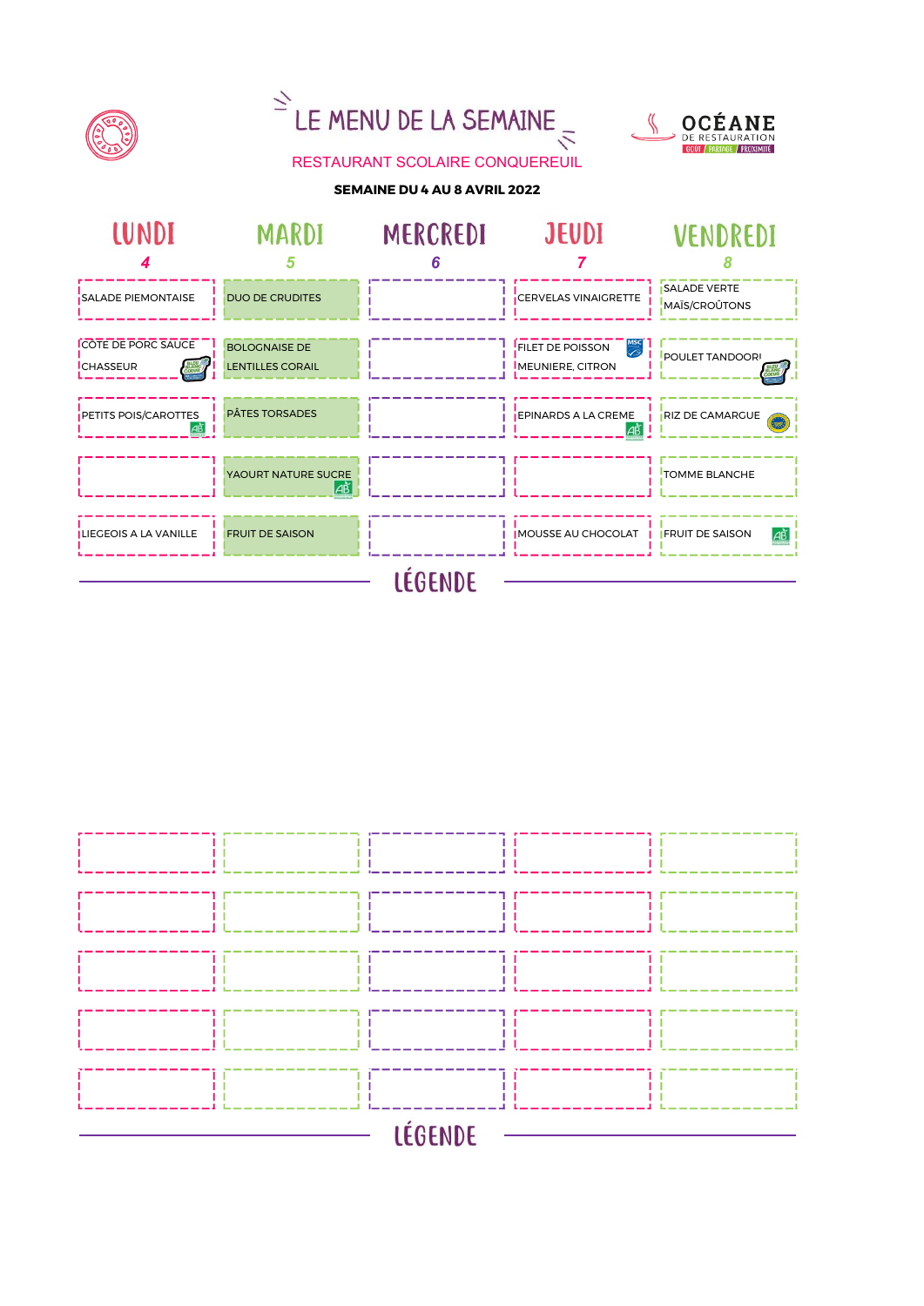# LE MENU DE LA SEMAINE

RESTAURANT SCOLAIRE CONQUEREUIL

OCÉANE DE RESTAURATION — GOÛT / PARTAGE / PROXIMITÉ

**SEMAINE DU 4 AU 8 AVRIL 2022**

| LUNDI 4 | MARDI 5 | MERCREDI 6 | JEUDI 7 | VENDREDI 8 |
|---|---|---|---|---|
| SALADE PIEMONTAISE | DUO DE CRUDITES | | CERVELAS VINAIGRETTE | SALADE VERTE MAÏS/CROÛTONS |
| COTE DE PORC SAUCE CHASSEUR | BOLOGNAISE DE LENTILLES CORAIL | | FILET DE POISSON MEUNIERE, CITRON | POULET TANDOORI |
| PETITS POIS/CAROTTES | PÂTES TORSADES | | EPINARDS A LA CREME | RIZ DE CAMARGUE |
| | YAOURT NATURE SUCRE | | | TOMME BLANCHE |
| LIEGEOIS A LA VANILLE | FRUIT DE SAISON | | MOUSSE AU CHOCOLAT | FRUIT DE SAISON |

## LÉGENDE

## LÉGENDE